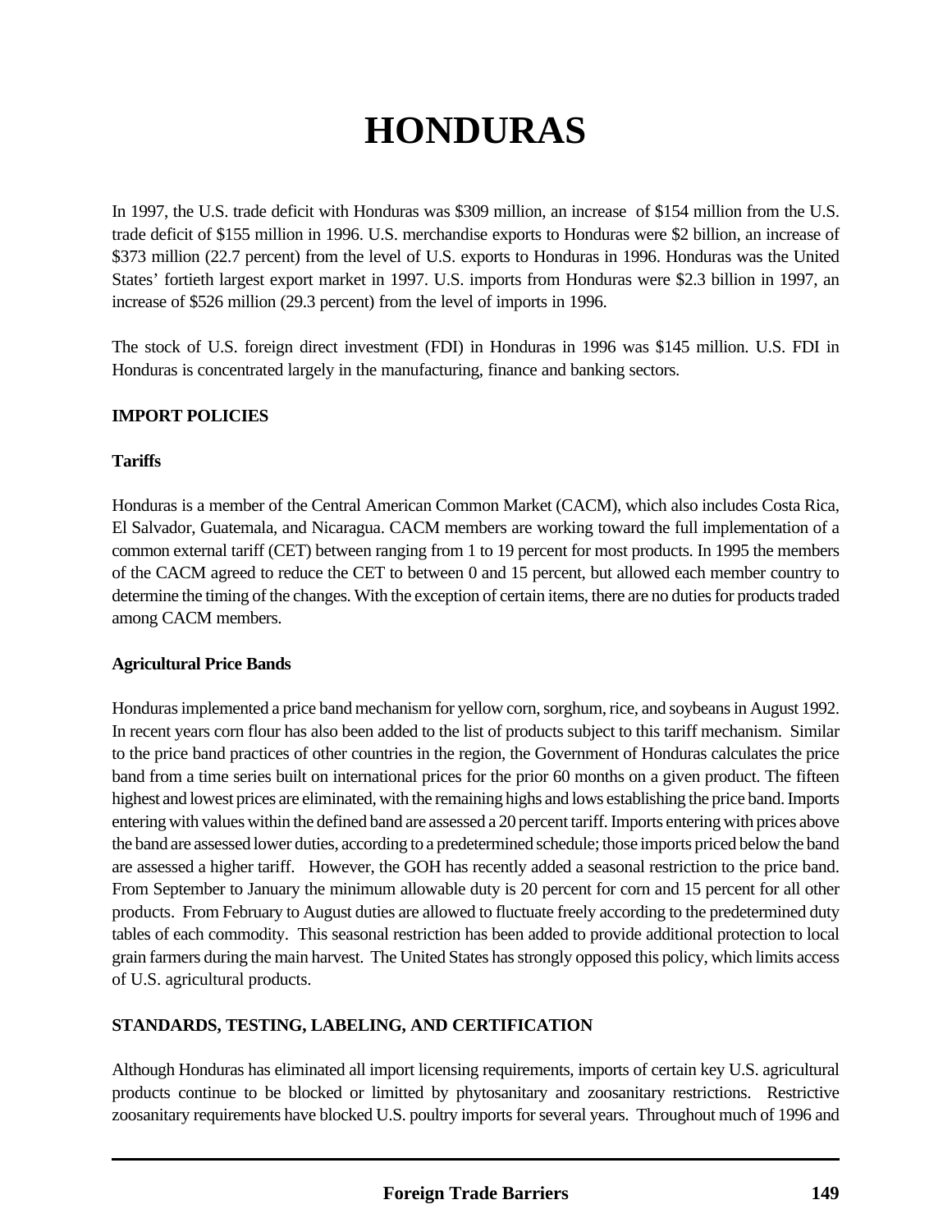# HONDURAS

In 1997, the U.S. trade deficit with Honduras was $309 million, an increase of $154 million from the U.S. trade deficit of $155 million in 1996. U.S. merchandise exports to Honduras were $2 billion, an increase of $373 million (22.7 percent) from the level of U.S. exports to Honduras in 1996. Honduras was the United States' fortieth largest export market in 1997. U.S. imports from Honduras were $2.3 billion in 1997, an increase of $526 million (29.3 percent) from the level of imports in 1996.

The stock of U.S. foreign direct investment (FDI) in Honduras in 1996 was $145 million. U.S. FDI in Honduras is concentrated largely in the manufacturing, finance and banking sectors.

## IMPORT POLICIES

### Tariffs

Honduras is a member of the Central American Common Market (CACM), which also includes Costa Rica, El Salvador, Guatemala, and Nicaragua. CACM members are working toward the full implementation of a common external tariff (CET) between ranging from 1 to 19 percent for most products. In 1995 the members of the CACM agreed to reduce the CET to between 0 and 15 percent, but allowed each member country to determine the timing of the changes. With the exception of certain items, there are no duties for products traded among CACM members.

### Agricultural Price Bands

Honduras implemented a price band mechanism for yellow corn, sorghum, rice, and soybeans in August 1992. In recent years corn flour has also been added to the list of products subject to this tariff mechanism. Similar to the price band practices of other countries in the region, the Government of Honduras calculates the price band from a time series built on international prices for the prior 60 months on a given product. The fifteen highest and lowest prices are eliminated, with the remaining highs and lows establishing the price band. Imports entering with values within the defined band are assessed a 20 percent tariff. Imports entering with prices above the band are assessed lower duties, according to a predetermined schedule; those imports priced below the band are assessed a higher tariff. However, the GOH has recently added a seasonal restriction to the price band. From September to January the minimum allowable duty is 20 percent for corn and 15 percent for all other products. From February to August duties are allowed to fluctuate freely according to the predetermined duty tables of each commodity. This seasonal restriction has been added to provide additional protection to local grain farmers during the main harvest. The United States has strongly opposed this policy, which limits access of U.S. agricultural products.

## STANDARDS, TESTING, LABELING, AND CERTIFICATION

Although Honduras has eliminated all import licensing requirements, imports of certain key U.S. agricultural products continue to be blocked or limitted by phytosanitary and zoosanitary restrictions. Restrictive zoosanitary requirements have blocked U.S. poultry imports for several years. Throughout much of 1996 and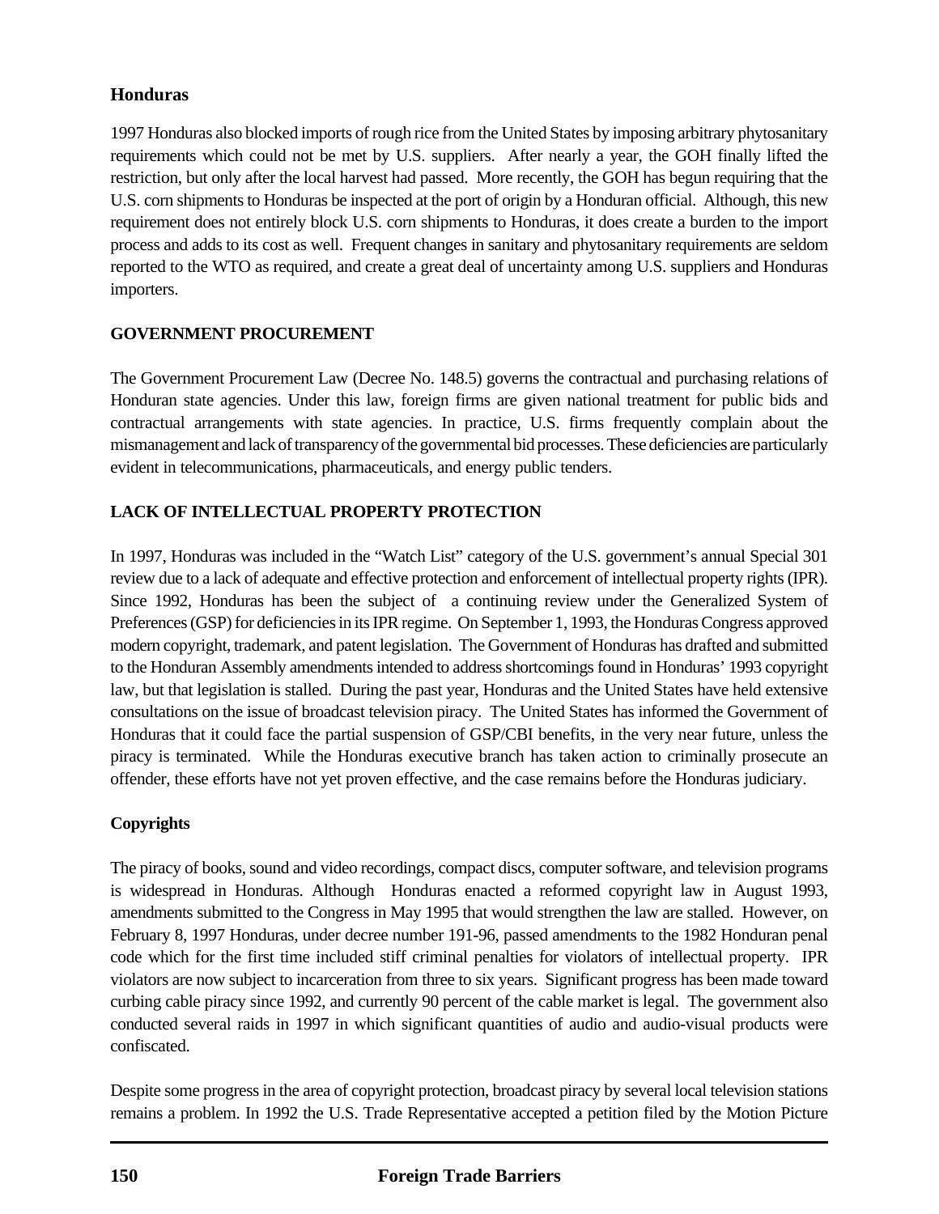## Honduras

1997 Honduras also blocked imports of rough rice from the United States by imposing arbitrary phytosanitary requirements which could not be met by U.S. suppliers. After nearly a year, the GOH finally lifted the restriction, but only after the local harvest had passed. More recently, the GOH has begun requiring that the U.S. corn shipments to Honduras be inspected at the port of origin by a Honduran official. Although, this new requirement does not entirely block U.S. corn shipments to Honduras, it does create a burden to the import process and adds to its cost as well. Frequent changes in sanitary and phytosanitary requirements are seldom reported to the WTO as required, and create a great deal of uncertainty among U.S. suppliers and Honduras importers.

### GOVERNMENT PROCUREMENT

The Government Procurement Law (Decree No. 148.5) governs the contractual and purchasing relations of Honduran state agencies. Under this law, foreign firms are given national treatment for public bids and contractual arrangements with state agencies. In practice, U.S. firms frequently complain about the mismanagement and lack of transparency of the governmental bid processes. These deficiencies are particularly evident in telecommunications, pharmaceuticals, and energy public tenders.

### LACK OF INTELLECTUAL PROPERTY PROTECTION

In 1997, Honduras was included in the "Watch List" category of the U.S. government's annual Special 301 review due to a lack of adequate and effective protection and enforcement of intellectual property rights (IPR). Since 1992, Honduras has been the subject of a continuing review under the Generalized System of Preferences (GSP) for deficiencies in its IPR regime. On September 1, 1993, the Honduras Congress approved modern copyright, trademark, and patent legislation. The Government of Honduras has drafted and submitted to the Honduran Assembly amendments intended to address shortcomings found in Honduras' 1993 copyright law, but that legislation is stalled. During the past year, Honduras and the United States have held extensive consultations on the issue of broadcast television piracy. The United States has informed the Government of Honduras that it could face the partial suspension of GSP/CBI benefits, in the very near future, unless the piracy is terminated. While the Honduras executive branch has taken action to criminally prosecute an offender, these efforts have not yet proven effective, and the case remains before the Honduras judiciary.

### Copyrights

The piracy of books, sound and video recordings, compact discs, computer software, and television programs is widespread in Honduras. Although Honduras enacted a reformed copyright law in August 1993, amendments submitted to the Congress in May 1995 that would strengthen the law are stalled. However, on February 8, 1997 Honduras, under decree number 191-96, passed amendments to the 1982 Honduran penal code which for the first time included stiff criminal penalties for violators of intellectual property. IPR violators are now subject to incarceration from three to six years. Significant progress has been made toward curbing cable piracy since 1992, and currently 90 percent of the cable market is legal. The government also conducted several raids in 1997 in which significant quantities of audio and audio-visual products were confiscated.

Despite some progress in the area of copyright protection, broadcast piracy by several local television stations remains a problem. In 1992 the U.S. Trade Representative accepted a petition filed by the Motion Picture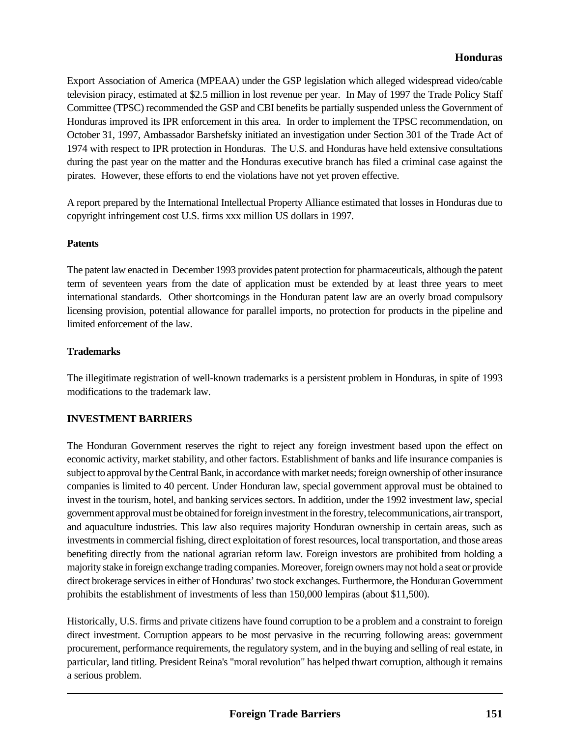Export Association of America (MPEAA) under the GSP legislation which alleged widespread video/cable television piracy, estimated at $2.5 million in lost revenue per year. In May of 1997 the Trade Policy Staff Committee (TPSC) recommended the GSP and CBI benefits be partially suspended unless the Government of Honduras improved its IPR enforcement in this area. In order to implement the TPSC recommendation, on October 31, 1997, Ambassador Barshefsky initiated an investigation under Section 301 of the Trade Act of 1974 with respect to IPR protection in Honduras. The U.S. and Honduras have held extensive consultations during the past year on the matter and the Honduras executive branch has filed a criminal case against the pirates. However, these efforts to end the violations have not yet proven effective.

A report prepared by the International Intellectual Property Alliance estimated that losses in Honduras due to copyright infringement cost U.S. firms xxx million US dollars in 1997.

**Patents**

The patent law enacted in December 1993 provides patent protection for pharmaceuticals, although the patent term of seventeen years from the date of application must be extended by at least three years to meet international standards. Other shortcomings in the Honduran patent law are an overly broad compulsory licensing provision, potential allowance for parallel imports, no protection for products in the pipeline and limited enforcement of the law.

**Trademarks**

The illegitimate registration of well-known trademarks is a persistent problem in Honduras, in spite of 1993 modifications to the trademark law.

## INVESTMENT BARRIERS

The Honduran Government reserves the right to reject any foreign investment based upon the effect on economic activity, market stability, and other factors. Establishment of banks and life insurance companies is subject to approval by the Central Bank, in accordance with market needs; foreign ownership of other insurance companies is limited to 40 percent. Under Honduran law, special government approval must be obtained to invest in the tourism, hotel, and banking services sectors. In addition, under the 1992 investment law, special government approval must be obtained for foreign investment in the forestry, telecommunications, air transport, and aquaculture industries. This law also requires majority Honduran ownership in certain areas, such as investments in commercial fishing, direct exploitation of forest resources, local transportation, and those areas benefiting directly from the national agrarian reform law. Foreign investors are prohibited from holding a majority stake in foreign exchange trading companies. Moreover, foreign owners may not hold a seat or provide direct brokerage services in either of Honduras' two stock exchanges. Furthermore, the Honduran Government prohibits the establishment of investments of less than 150,000 lempiras (about $11,500).

Historically, U.S. firms and private citizens have found corruption to be a problem and a constraint to foreign direct investment. Corruption appears to be most pervasive in the recurring following areas: government procurement, performance requirements, the regulatory system, and in the buying and selling of real estate, in particular, land titling. President Reina's "moral revolution" has helped thwart corruption, although it remains a serious problem.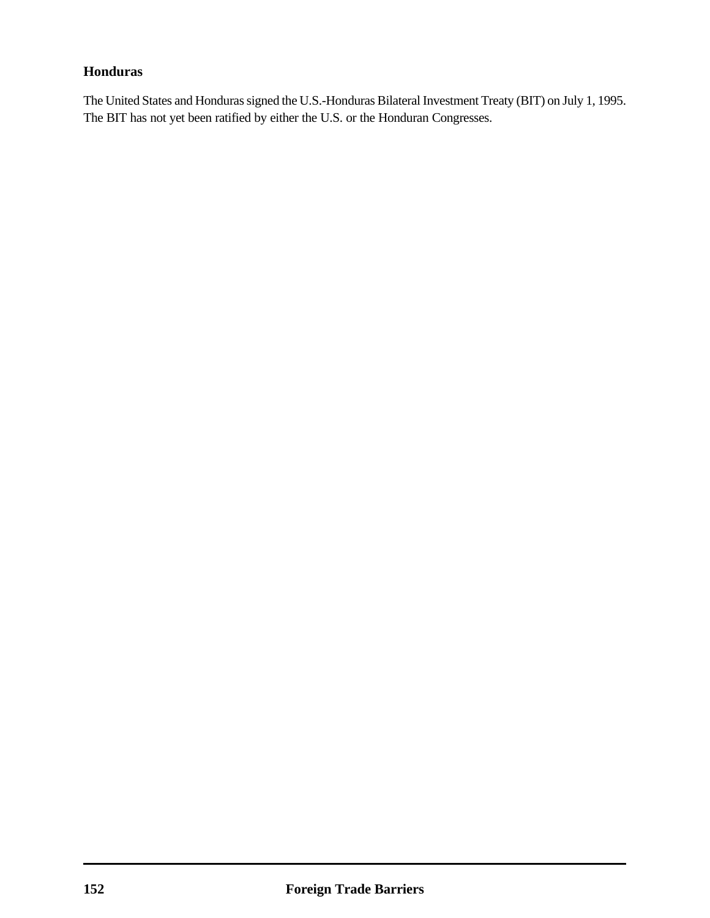## Honduras

The United States and Honduras signed the U.S.-Honduras Bilateral Investment Treaty (BIT) on July 1, 1995. The BIT has not yet been ratified by either the U.S. or the Honduran Congresses.